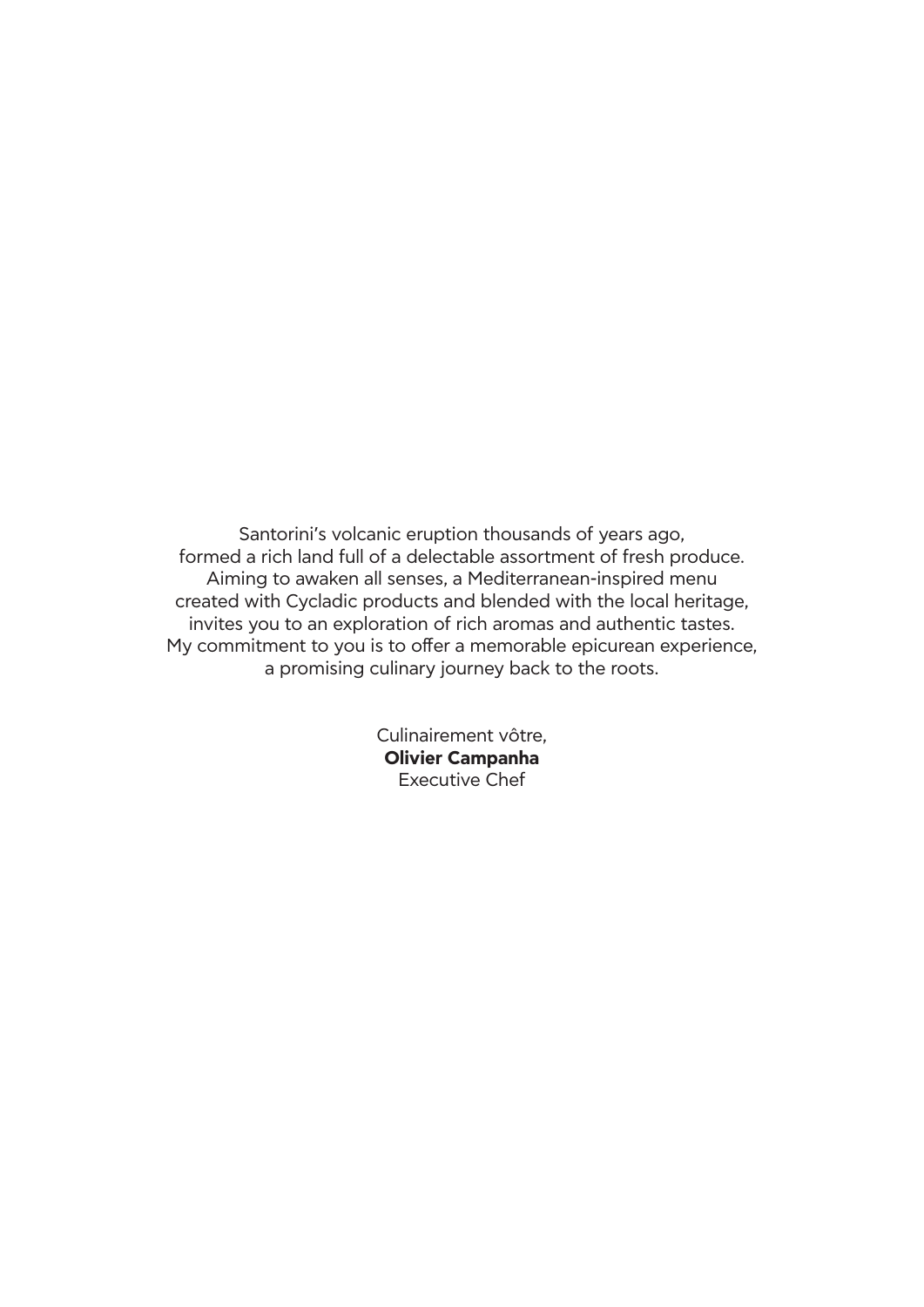Santorini's volcanic eruption thousands of years ago,
formed a rich land full of a delectable assortment of fresh produce.
Aiming to awaken all senses, a Mediterranean-inspired menu
created with Cycladic products and blended with the local heritage,
invites you to an exploration of rich aromas and authentic tastes.
My commitment to you is to offer a memorable epicurean experience,
a promising culinary journey back to the roots.

Culinairement vôtre,
**Olivier Campanha**
Executive Chef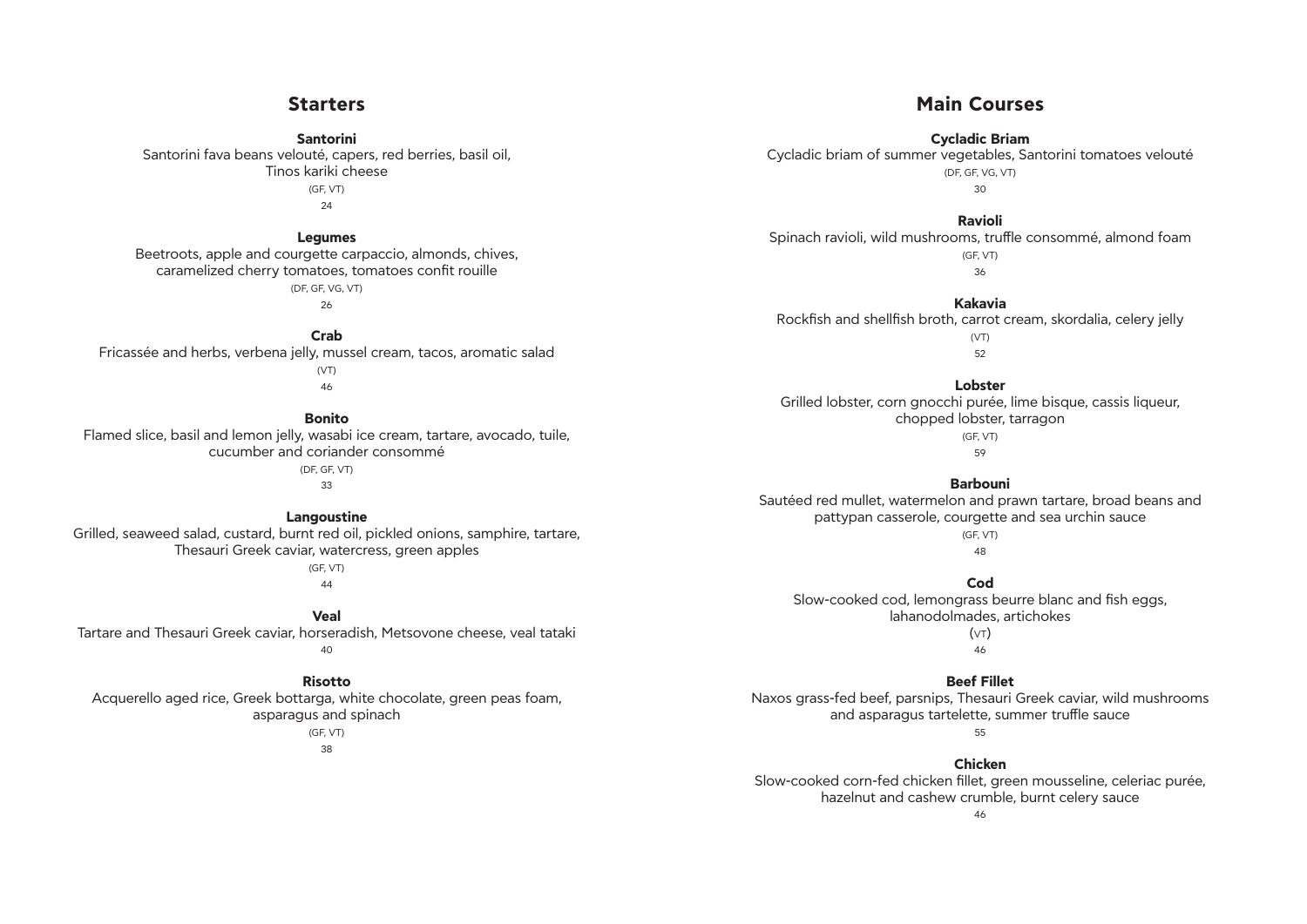## Starters

**Santorini**
Santorini fava beans velouté, capers, red berries, basil oil, Tinos kariki cheese
(GF, VT)
24

**Legumes**
Beetroots, apple and courgette carpaccio, almonds, chives, caramelized cherry tomatoes, tomatoes confit rouille
(DF, GF, VG, VT)
26

**Crab**
Fricassée and herbs, verbena jelly, mussel cream, tacos, aromatic salad
(VT)
46

**Bonito**
Flamed slice, basil and lemon jelly, wasabi ice cream, tartare, avocado, tuile, cucumber and coriander consommé
(DF, GF, VT)
33

**Langoustine**
Grilled, seaweed salad, custard, burnt red oil, pickled onions, samphire, tartare, Thesauri Greek caviar, watercress, green apples
(GF, VT)
44

**Veal**
Tartare and Thesauri Greek caviar, horseradish, Metsovone cheese, veal tataki
40

**Risotto**
Acquerello aged rice, Greek bottarga, white chocolate, green peas foam, asparagus and spinach
(GF, VT)
38

## Main Courses

**Cycladic Briam**
Cycladic briam of summer vegetables, Santorini tomatoes velouté
(DF, GF, VG, VT)
30

**Ravioli**
Spinach ravioli, wild mushrooms, truffle consommé, almond foam
(GF, VT)
36

**Kakavia**
Rockfish and shellfish broth, carrot cream, skordalia, celery jelly
(VT)
52

**Lobster**
Grilled lobster, corn gnocchi purée, lime bisque, cassis liqueur, chopped lobster, tarragon
(GF, VT)
59

**Barbouni**
Sautéed red mullet, watermelon and prawn tartare, broad beans and pattypan casserole, courgette and sea urchin sauce
(GF, VT)
48

**Cod**
Slow-cooked cod, lemongrass beurre blanc and fish eggs, lahanodolmades, artichokes
(VT)
46

**Beef Fillet**
Naxos grass-fed beef, parsnips, Thesauri Greek caviar, wild mushrooms and asparagus tartelette, summer truffle sauce
55

**Chicken**
Slow-cooked corn-fed chicken fillet, green mousseline, celeriac purée, hazelnut and cashew crumble, burnt celery sauce
46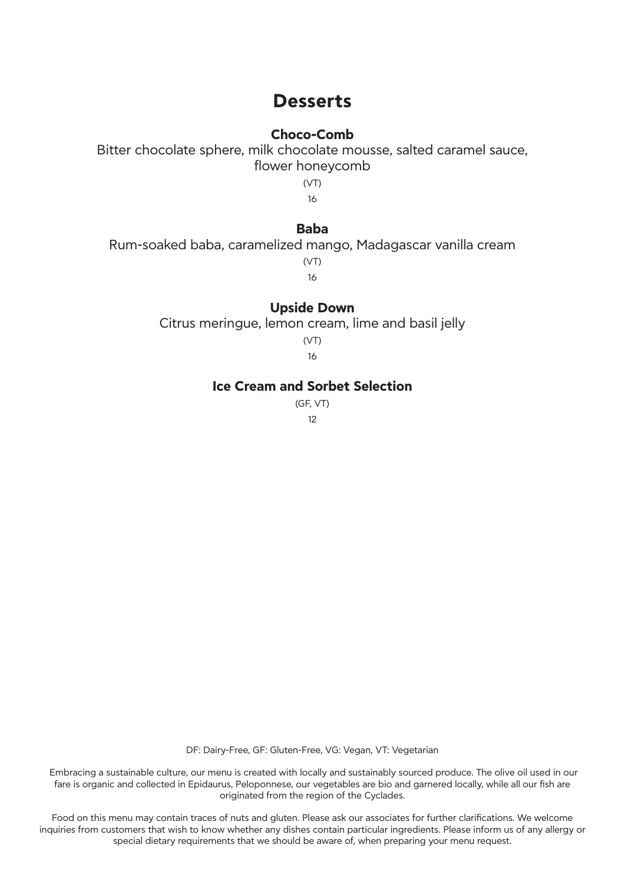# Desserts

### Choco-Comb

Bitter chocolate sphere, milk chocolate mousse, salted caramel sauce, flower honeycomb

(VT)

16

### Baba

Rum-soaked baba, caramelized mango, Madagascar vanilla cream

(VT)

16

### Upside Down

Citrus meringue, lemon cream, lime and basil jelly

(VT)

16

### Ice Cream and Sorbet Selection

(GF, VT)

12

DF: Dairy-Free, GF: Gluten-Free, VG: Vegan, VT: Vegetarian

Embracing a sustainable culture, our menu is created with locally and sustainably sourced produce. The olive oil used in our fare is organic and collected in Epidaurus, Peloponnese, our vegetables are bio and garnered locally, while all our fish are originated from the region of the Cyclades.

Food on this menu may contain traces of nuts and gluten. Please ask our associates for further clarifications. We welcome inquiries from customers that wish to know whether any dishes contain particular ingredients. Please inform us of any allergy or special dietary requirements that we should be aware of, when preparing your menu request.